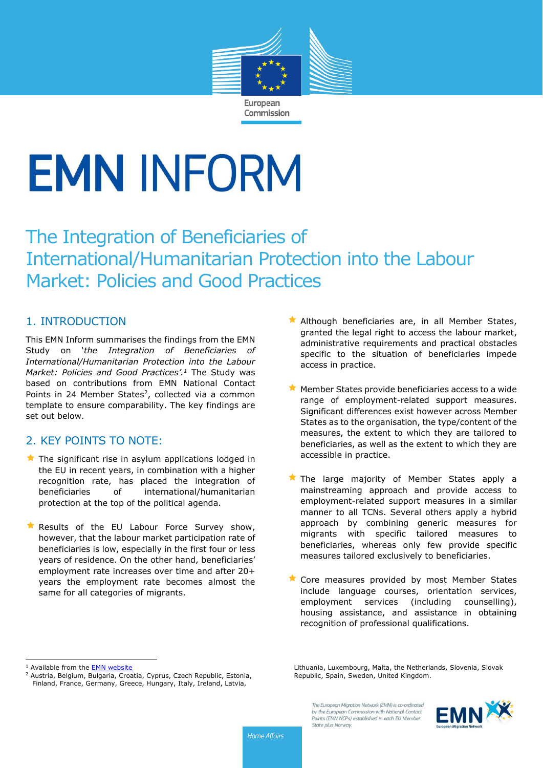# EMN INFORM

## The Integration of Beneficiaries of International/Humanitarian Protection into the Labour Market: Policies and Good Practices

### 1. INTRODUCTION

This EMN Inform summarises the findings from the EMN Study on '*the Integration of Beneficiaries of International/Humanitarian Protection into the Labour Market: Policies and Good Practices'.*[1] The Study was based on contributions from EMN National Contact Points in 24 Member States[2], collected via a common template to ensure comparability. The key findings are set out below.

### 2. KEY POINTS TO NOTE:

- The significant rise in asylum applications lodged in the EU in recent years, in combination with a higher recognition rate, has placed the integration of beneficiaries of international/humanitarian protection at the top of the political agenda.
- Results of the EU Labour Force Survey show, however, that the labour market participation rate of beneficiaries is low, especially in the first four or less years of residence. On the other hand, beneficiaries' employment rate increases over time and after 20+ years the employment rate becomes almost the same for all categories of migrants.
- Although beneficiaries are, in all Member States, granted the legal right to access the labour market, administrative requirements and practical obstacles specific to the situation of beneficiaries impede access in practice.
- Member States provide beneficiaries access to a wide range of employment-related support measures. Significant differences exist however across Member States as to the organisation, the type/content of the measures, the extent to which they are tailored to beneficiaries, as well as the extent to which they are accessible in practice.
- The large majority of Member States apply a mainstreaming approach and provide access to employment-related support measures in a similar manner to all TCNs. Several others apply a hybrid approach by combining generic measures for migrants with specific tailored measures to beneficiaries, whereas only few provide specific measures tailored exclusively to beneficiaries.
- Core measures provided by most Member States include language courses, orientation services, employment services (including counselling), housing assistance, and assistance in obtaining recognition of professional qualifications.

---

[1] Available from the EMN website

[2] Austria, Belgium, Bulgaria, Croatia, Cyprus, Czech Republic, Estonia, Finland, France, Germany, Greece, Hungary, Italy, Ireland, Latvia, Lithuania, Luxembourg, Malta, the Netherlands, Slovenia, Slovak Republic, Spain, Sweden, United Kingdom.

The European Migration Network (EMN) is co-ordinated by the European Commission with National Contact Points (EMN NCPs) established in each EU Member State plus Norway.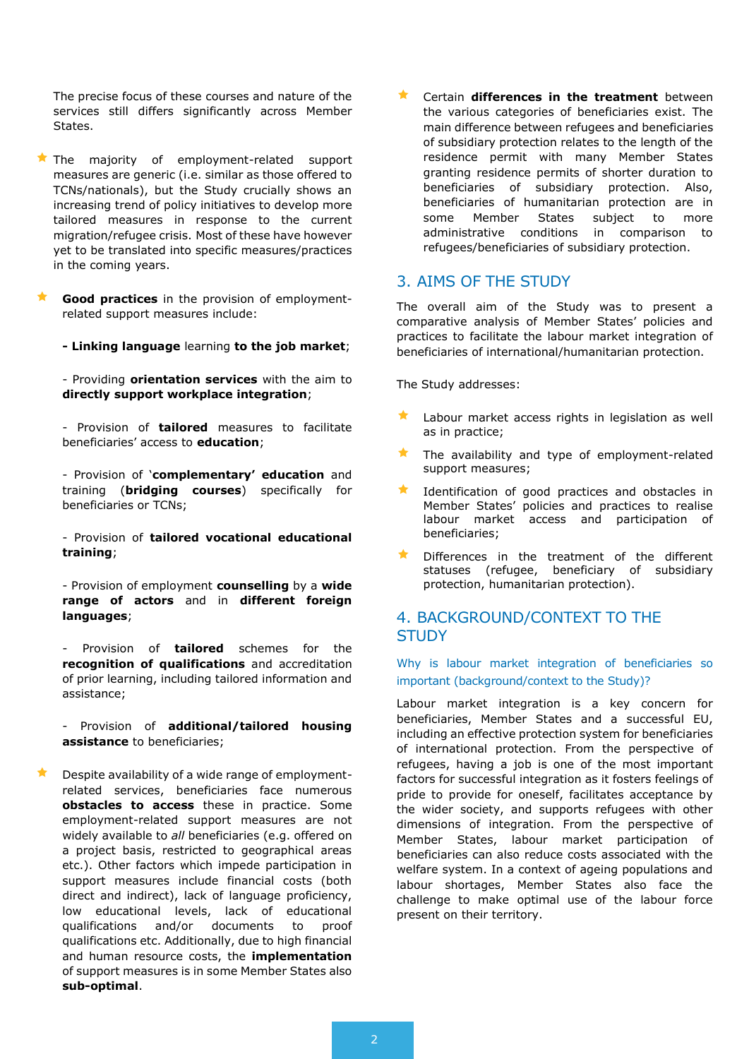The precise focus of these courses and nature of the services still differs significantly across Member States.

- The majority of employment-related support measures are generic (i.e. similar as those offered to TCNs/nationals), but the Study crucially shows an increasing trend of policy initiatives to develop more tailored measures in response to the current migration/refugee crisis. Most of these have however yet to be translated into specific measures/practices in the coming years.

- **Good practices** in the provision of employment-related support measures include:

  **- Linking language** learning **to the job market**;

  - Providing **orientation services** with the aim to **directly support workplace integration**;

  - Provision of **tailored** measures to facilitate beneficiaries' access to **education**;

  - Provision of '**complementary' education** and training (**bridging courses**) specifically for beneficiaries or TCNs;

  - Provision of **tailored vocational educational training**;

  - Provision of employment **counselling** by a **wide range of actors** and in **different foreign languages**;

  - Provision of **tailored** schemes for the **recognition of qualifications** and accreditation of prior learning, including tailored information and assistance;

  - Provision of **additional/tailored housing assistance** to beneficiaries;

- Despite availability of a wide range of employment-related services, beneficiaries face numerous **obstacles to access** these in practice. Some employment-related support measures are not widely available to *all* beneficiaries (e.g. offered on a project basis, restricted to geographical areas etc.). Other factors which impede participation in support measures include financial costs (both direct and indirect), lack of language proficiency, low educational levels, lack of educational qualifications and/or documents to proof qualifications etc. Additionally, due to high financial and human resource costs, the **implementation** of support measures is in some Member States also **sub-optimal**.

- Certain **differences in the treatment** between the various categories of beneficiaries exist. The main difference between refugees and beneficiaries of subsidiary protection relates to the length of the residence permit with many Member States granting residence permits of shorter duration to beneficiaries of subsidiary protection. Also, beneficiaries of humanitarian protection are in some Member States subject to more administrative conditions in comparison to refugees/beneficiaries of subsidiary protection.

## 3. AIMS OF THE STUDY

The overall aim of the Study was to present a comparative analysis of Member States' policies and practices to facilitate the labour market integration of beneficiaries of international/humanitarian protection.

The Study addresses:

- Labour market access rights in legislation as well as in practice;
- The availability and type of employment-related support measures;
- Identification of good practices and obstacles in Member States' policies and practices to realise labour market access and participation of beneficiaries;
- Differences in the treatment of the different statuses (refugee, beneficiary of subsidiary protection, humanitarian protection).

## 4. BACKGROUND/CONTEXT TO THE STUDY

### Why is labour market integration of beneficiaries so important (background/context to the Study)?

Labour market integration is a key concern for beneficiaries, Member States and a successful EU, including an effective protection system for beneficiaries of international protection. From the perspective of refugees, having a job is one of the most important factors for successful integration as it fosters feelings of pride to provide for oneself, facilitates acceptance by the wider society, and supports refugees with other dimensions of integration. From the perspective of Member States, labour market participation of beneficiaries can also reduce costs associated with the welfare system. In a context of ageing populations and labour shortages, Member States also face the challenge to make optimal use of the labour force present on their territory.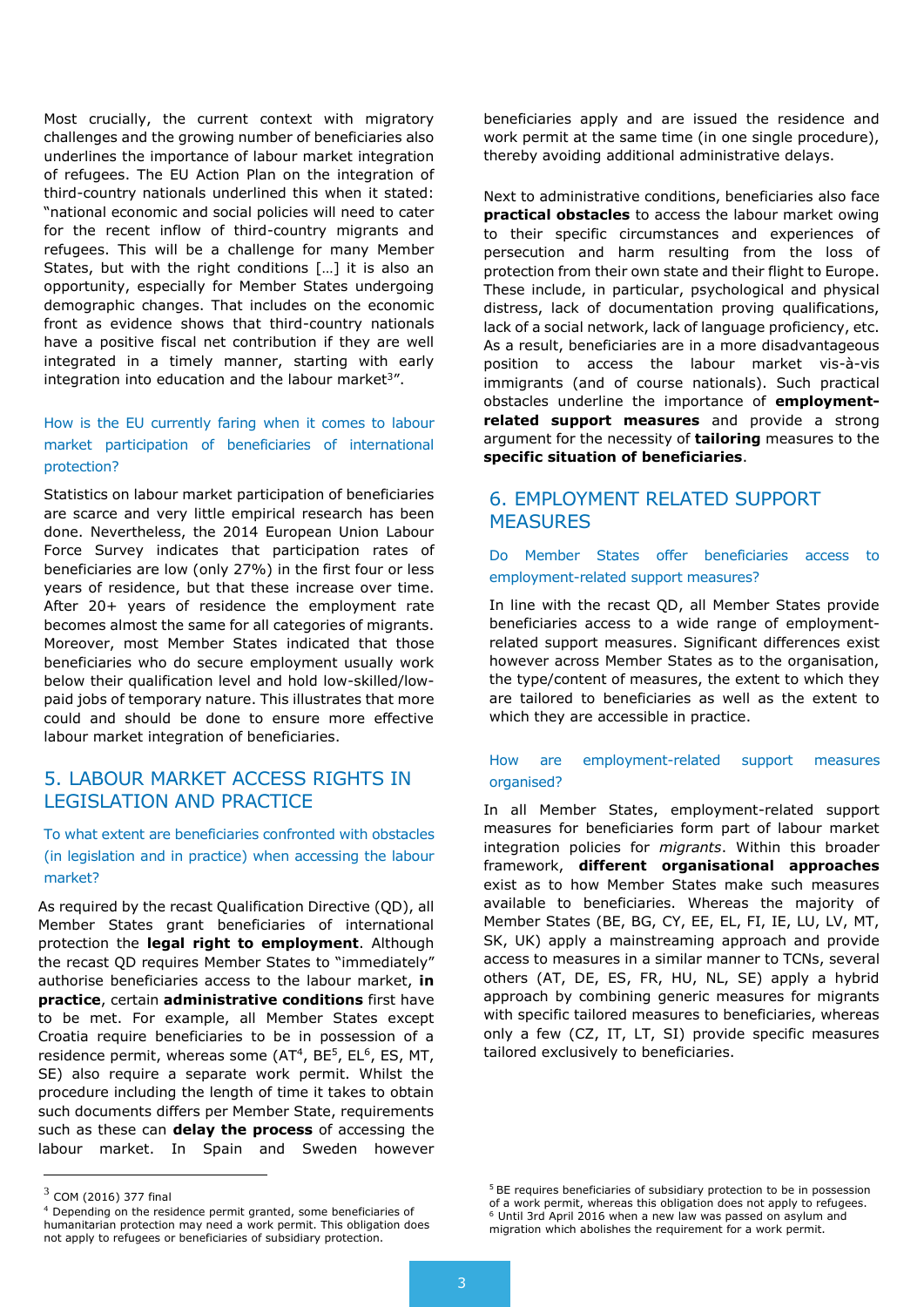Most crucially, the current context with migratory challenges and the growing number of beneficiaries also underlines the importance of labour market integration of refugees. The EU Action Plan on the integration of third-country nationals underlined this when it stated: "national economic and social policies will need to cater for the recent inflow of third-country migrants and refugees. This will be a challenge for many Member States, but with the right conditions […] it is also an opportunity, especially for Member States undergoing demographic changes. That includes on the economic front as evidence shows that third-country nationals have a positive fiscal net contribution if they are well integrated in a timely manner, starting with early integration into education and the labour market[3]".

### How is the EU currently faring when it comes to labour market participation of beneficiaries of international protection?

Statistics on labour market participation of beneficiaries are scarce and very little empirical research has been done. Nevertheless, the 2014 European Union Labour Force Survey indicates that participation rates of beneficiaries are low (only 27%) in the first four or less years of residence, but that these increase over time. After 20+ years of residence the employment rate becomes almost the same for all categories of migrants. Moreover, most Member States indicated that those beneficiaries who do secure employment usually work below their qualification level and hold low-skilled/low-paid jobs of temporary nature. This illustrates that more could and should be done to ensure more effective labour market integration of beneficiaries.

## 5. LABOUR MARKET ACCESS RIGHTS IN LEGISLATION AND PRACTICE

### To what extent are beneficiaries confronted with obstacles (in legislation and in practice) when accessing the labour market?

As required by the recast Qualification Directive (QD), all Member States grant beneficiaries of international protection the **legal right to employment**. Although the recast QD requires Member States to "immediately" authorise beneficiaries access to the labour market, **in practice**, certain **administrative conditions** first have to be met. For example, all Member States except Croatia require beneficiaries to be in possession of a residence permit, whereas some (AT[4], BE[5], EL[6], ES, MT, SE) also require a separate work permit. Whilst the procedure including the length of time it takes to obtain such documents differs per Member State, requirements such as these can **delay the process** of accessing the labour market. In Spain and Sweden however beneficiaries apply and are issued the residence and work permit at the same time (in one single procedure), thereby avoiding additional administrative delays.

Next to administrative conditions, beneficiaries also face **practical obstacles** to access the labour market owing to their specific circumstances and experiences of persecution and harm resulting from the loss of protection from their own state and their flight to Europe. These include, in particular, psychological and physical distress, lack of documentation proving qualifications, lack of a social network, lack of language proficiency, etc. As a result, beneficiaries are in a more disadvantageous position to access the labour market vis-à-vis immigrants (and of course nationals). Such practical obstacles underline the importance of **employment-related support measures** and provide a strong argument for the necessity of **tailoring** measures to the **specific situation of beneficiaries**.

## 6. EMPLOYMENT RELATED SUPPORT MEASURES

### Do Member States offer beneficiaries access to employment-related support measures?

In line with the recast QD, all Member States provide beneficiaries access to a wide range of employment-related support measures. Significant differences exist however across Member States as to the organisation, the type/content of measures, the extent to which they are tailored to beneficiaries as well as the extent to which they are accessible in practice.

### How are employment-related support measures organised?

In all Member States, employment-related support measures for beneficiaries form part of labour market integration policies for *migrants*. Within this broader framework, **different organisational approaches** exist as to how Member States make such measures available to beneficiaries. Whereas the majority of Member States (BE, BG, CY, EE, EL, FI, IE, LU, LV, MT, SK, UK) apply a mainstreaming approach and provide access to measures in a similar manner to TCNs, several others (AT, DE, ES, FR, HU, NL, SE) apply a hybrid approach by combining generic measures for migrants with specific tailored measures to beneficiaries, whereas only a few (CZ, IT, LT, SI) provide specific measures tailored exclusively to beneficiaries.

---

[3] COM (2016) 377 final

[4] Depending on the residence permit granted, some beneficiaries of humanitarian protection may need a work permit. This obligation does not apply to refugees or beneficiaries of subsidiary protection.

[5] BE requires beneficiaries of subsidiary protection to be in possession of a work permit, whereas this obligation does not apply to refugees.

[6] Until 3rd April 2016 when a new law was passed on asylum and migration which abolishes the requirement for a work permit.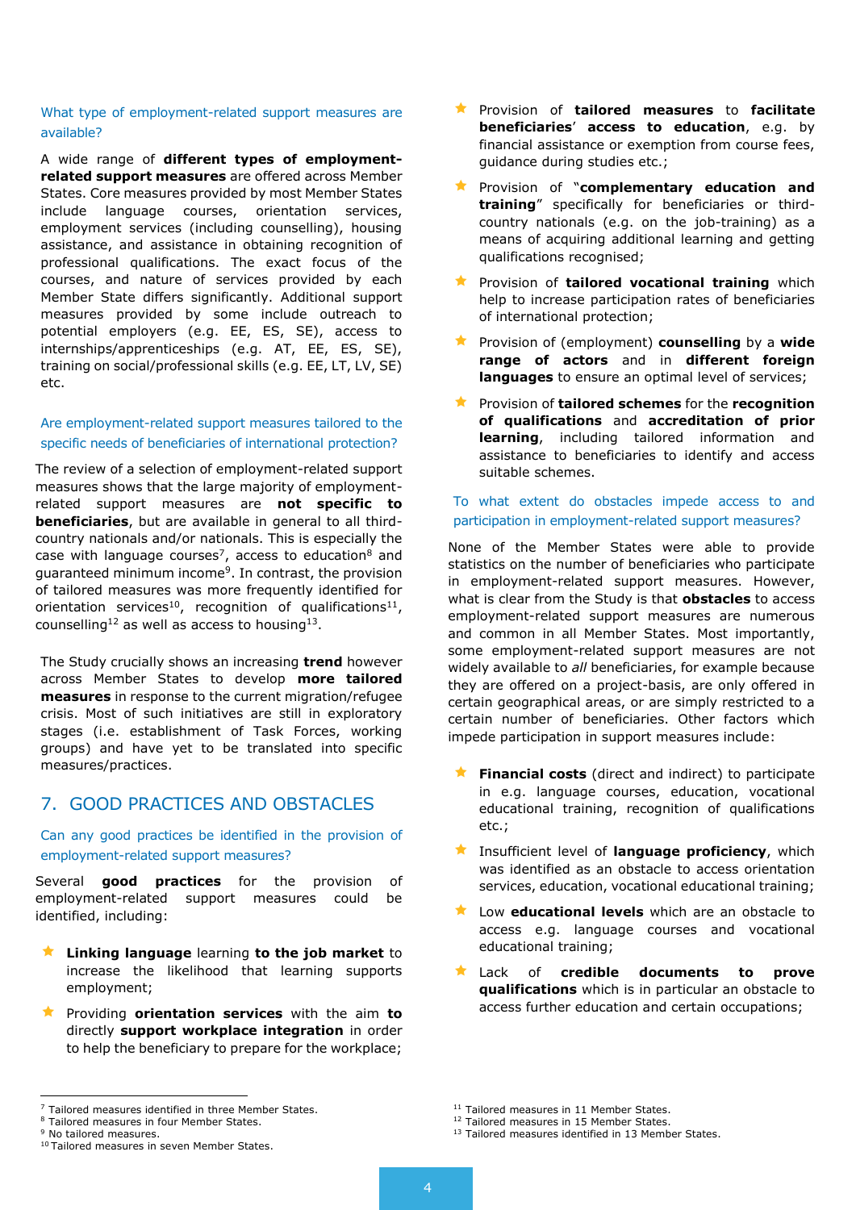What type of employment-related support measures are available?

A wide range of **different types of employment-related support measures** are offered across Member States. Core measures provided by most Member States include language courses, orientation services, employment services (including counselling), housing assistance, and assistance in obtaining recognition of professional qualifications. The exact focus of the courses, and nature of services provided by each Member State differs significantly. Additional support measures provided by some include outreach to potential employers (e.g. EE, ES, SE), access to internships/apprenticeships (e.g. AT, EE, ES, SE), training on social/professional skills (e.g. EE, LT, LV, SE) etc.

Are employment-related support measures tailored to the specific needs of beneficiaries of international protection?

The review of a selection of employment-related support measures shows that the large majority of employment-related support measures are **not specific to beneficiaries**, but are available in general to all third-country nationals and/or nationals. This is especially the case with language courses[7], access to education[8] and guaranteed minimum income[9]. In contrast, the provision of tailored measures was more frequently identified for orientation services[10], recognition of qualifications[11], counselling[12] as well as access to housing[13].

The Study crucially shows an increasing **trend** however across Member States to develop **more tailored measures** in response to the current migration/refugee crisis. Most of such initiatives are still in exploratory stages (i.e. establishment of Task Forces, working groups) and have yet to be translated into specific measures/practices.

## 7. GOOD PRACTICES AND OBSTACLES

Can any good practices be identified in the provision of employment-related support measures?

Several **good practices** for the provision of employment-related support measures could be identified, including:

- **Linking language** learning **to the job market** to increase the likelihood that learning supports employment;
- Providing **orientation services** with the aim **to** directly **support workplace integration** in order to help the beneficiary to prepare for the workplace;
- Provision of **tailored measures** to **facilitate beneficiaries**' **access to education**, e.g. by financial assistance or exemption from course fees, guidance during studies etc.;
- Provision of "**complementary education and training**" specifically for beneficiaries or third-country nationals (e.g. on the job-training) as a means of acquiring additional learning and getting qualifications recognised;
- Provision of **tailored vocational training** which help to increase participation rates of beneficiaries of international protection;
- Provision of (employment) **counselling** by a **wide range of actors** and in **different foreign languages** to ensure an optimal level of services;
- Provision of **tailored schemes** for the **recognition of qualifications** and **accreditation of prior learning**, including tailored information and assistance to beneficiaries to identify and access suitable schemes.

To what extent do obstacles impede access to and participation in employment-related support measures?

None of the Member States were able to provide statistics on the number of beneficiaries who participate in employment-related support measures. However, what is clear from the Study is that **obstacles** to access employment-related support measures are numerous and common in all Member States. Most importantly, some employment-related support measures are not widely available to *all* beneficiaries, for example because they are offered on a project-basis, are only offered in certain geographical areas, or are simply restricted to a certain number of beneficiaries. Other factors which impede participation in support measures include:

- **Financial costs** (direct and indirect) to participate in e.g. language courses, education, vocational educational training, recognition of qualifications etc.;
- Insufficient level of **language proficiency**, which was identified as an obstacle to access orientation services, education, vocational educational training;
- Low **educational levels** which are an obstacle to access e.g. language courses and vocational educational training;
- Lack of **credible documents to prove qualifications** which is in particular an obstacle to access further education and certain occupations;

[7] Tailored measures identified in three Member States.
[8] Tailored measures in four Member States.
[9] No tailored measures.
[10] Tailored measures in seven Member States.
[11] Tailored measures in 11 Member States.
[12] Tailored measures in 15 Member States.
[13] Tailored measures identified in 13 Member States.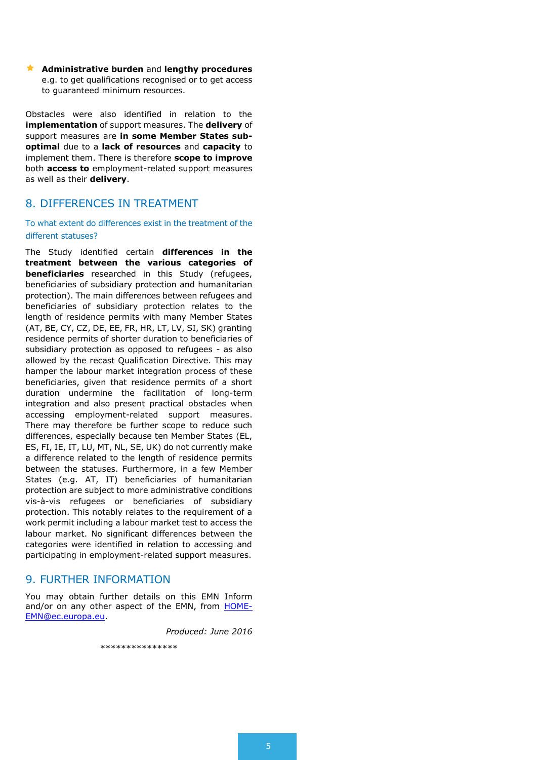- **Administrative burden** and **lengthy procedures** e.g. to get qualifications recognised or to get access to guaranteed minimum resources.

Obstacles were also identified in relation to the **implementation** of support measures. The **delivery** of support measures are **in some Member States sub-optimal** due to a **lack of resources** and **capacity** to implement them. There is therefore **scope to improve** both **access to** employment-related support measures as well as their **delivery**.

## 8. DIFFERENCES IN TREATMENT

### To what extent do differences exist in the treatment of the different statuses?

The Study identified certain **differences in the treatment between the various categories of beneficiaries** researched in this Study (refugees, beneficiaries of subsidiary protection and humanitarian protection). The main differences between refugees and beneficiaries of subsidiary protection relates to the length of residence permits with many Member States (AT, BE, CY, CZ, DE, EE, FR, HR, LT, LV, SI, SK) granting residence permits of shorter duration to beneficiaries of subsidiary protection as opposed to refugees - as also allowed by the recast Qualification Directive. This may hamper the labour market integration process of these beneficiaries, given that residence permits of a short duration undermine the facilitation of long-term integration and also present practical obstacles when accessing employment-related support measures. There may therefore be further scope to reduce such differences, especially because ten Member States (EL, ES, FI, IE, IT, LU, MT, NL, SE, UK) do not currently make a difference related to the length of residence permits between the statuses. Furthermore, in a few Member States (e.g. AT, IT) beneficiaries of humanitarian protection are subject to more administrative conditions vis-à-vis refugees or beneficiaries of subsidiary protection. This notably relates to the requirement of a work permit including a labour market test to access the labour market. No significant differences between the categories were identified in relation to accessing and participating in employment-related support measures.

## 9. FURTHER INFORMATION

You may obtain further details on this EMN Inform and/or on any other aspect of the EMN, from [HOME-EMN@ec.europa.eu](mailto:HOME-EMN@ec.europa.eu).

*Produced: June 2016*

***************